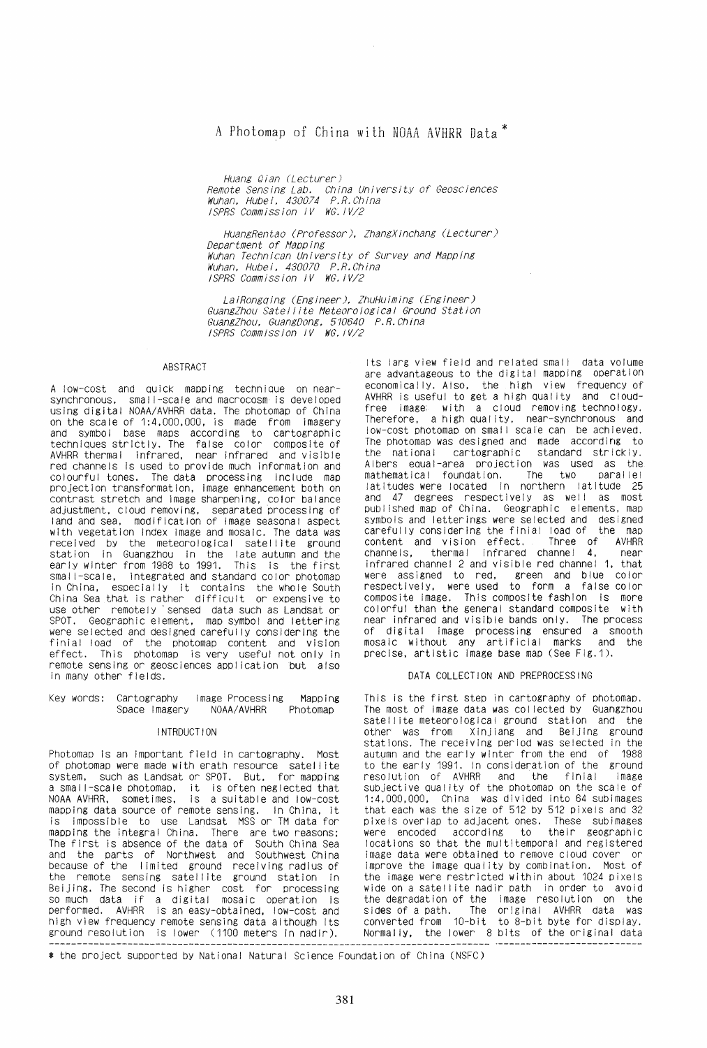# A Photomap of China with NOAA AVHRR Data *

*Huang Qian (Lecturer)*
*Remote Sensing Lab. China University of Geosciences*
*Wuhan, Hubei, 430074 P.R.China*
*ISPRS Commission IV WG.IV/2*

*HuangRentao (Professor), ZhangXinchang (Lecturer)*
*Department of Mapping*
*Wuhan Technican University of Survey and Mapping*
*Wuhan, Hubei, 430070 P.R.China*
*ISPRS Commission IV WG.IV/2*

*LaiRongqing (Engineer), ZhuHuiming (Engineer)*
*GuangZhou Satellite Meteorological Ground Station*
*GuangZhou, GuangDong, 510640 P.R.China*
*ISPRS Commission IV WG.IV/2*

## ABSTRACT

A low-cost and quick mapping technique on near-synchronous, small-scale and macrocosm is developed using digital NOAA/AVHRR data. The photomap of China on the scale of 1:4,000,000, is made from imagery and symbol base maps according to cartographic techniques strictly. The false color composite of AVHRR thermal infrared, near infrared and visible red channels is used to provide much information and colourful tones. The data processing include map projection transformation, image enhancement both on contrast stretch and image sharpening, color balance adjustment, cloud removing, separated processing of land and sea, modification of image seasonal aspect with vegetation index image and mosaic. The data was received by the meteorological satellite ground station in Guangzhou in the late autumn and the early winter from 1988 to 1991. This is the first small-scale, integrated and standard color photomap in China, especially it contains the whole South China Sea that is rather difficult or expensive to use other remotely sensed data such as Landsat or SPOT. Geographic element, map symbol and lettering were selected and designed carefully considering the finial load of the photomap content and vision effect. This photomap is very useful not only in remote sensing or geosciences application but also in many other fields.

Key words: Cartography Image Processing Mapping Space Imagery NOAA/AVHRR Photomap

## INTRDUCTION

Photomap is an important field in cartography. Most of photomap were made with erath resource satellite system, such as Landsat or SPOT. But, for mapping a small-scale photomap, it is often neglected that NOAA AVHRR, sometimes, is a suitable and low-cost mapping data source of remote sensing. In China, it is impossible to use Landsat MSS or TM data for mapping the integral China. There are two reasons; The first is absence of the data of South China Sea and the parts of Northwest and Southwest China because of the limited ground receiving radius of the remote sensing satellite ground station in Beijing. The second is higher cost for processing so much data if a digital mosaic operation is performed. AVHRR is an easy-obtained, low-cost and high view frequency remote sensing data although its ground resolution is lower (1100 meters in nadir). Its larg view field and related small data volume are advantageous to the digital mapping operation economically. Also, the high view frequency of AVHRR is useful to get a high quality and cloud-free image with a cloud removing technology. Therefore, a high quality, near-synchronous and low-cost photomap on small scale can be achieved. The photomap was designed and made according to the national cartographic standard strickly. Albers equal-area projection was used as the mathematical foundation. The two parallel latitudes were located in northern latitude 25 and 47 degrees respectively as well as most published map of China. Geographic elements, map symbols and letterings were selected and designed carefully considering the finial load of the map content and vision effect. Three of AVHRR channels, thermal infrared channel 4, near infrared channel 2 and visible red channel 1, that were assigned to red, green and blue color respectively, were used to form a false color composite image. This composite fashion is more colorful than the general standard composite with near infrared and visible bands only. The process of digital image processing ensured a smooth mosaic without any artificial marks and the precise, artistic image base map (See Fig.1).

## DATA COLLECTION AND PREPROCESSING

This is the first step in cartography of photomap. The most of image data was collected by Guangzhou satellite meteorological ground station and the other was from Xinjiang and Beijing ground stations. The receiving period was selected in the autumn and the early winter from the end of 1988 to the early 1991. In consideration of the ground resolution of AVHRR and the finial image subjective quality of the photomap on the scale of 1:4,000,000, China was divided into 64 subimages that each was the size of 512 by 512 pixels and 32 pixels overlap to adjacent ones. These subimages were encoded according to their geographic locations so that the multitemporal and registered image data were obtained to remove cloud cover or improve the image quality by combination. Most of the image were restricted within about 1024 pixels wide on a satellite nadir path in order to avoid the degradation of the image resolution on the sides of a path. The original AVHRR data was converted from 10-bit to 8-bit byte for display. Normally, the lower 8 bits of the original data

---

* the project supported by National Natural Science Foundation of China (NSFC)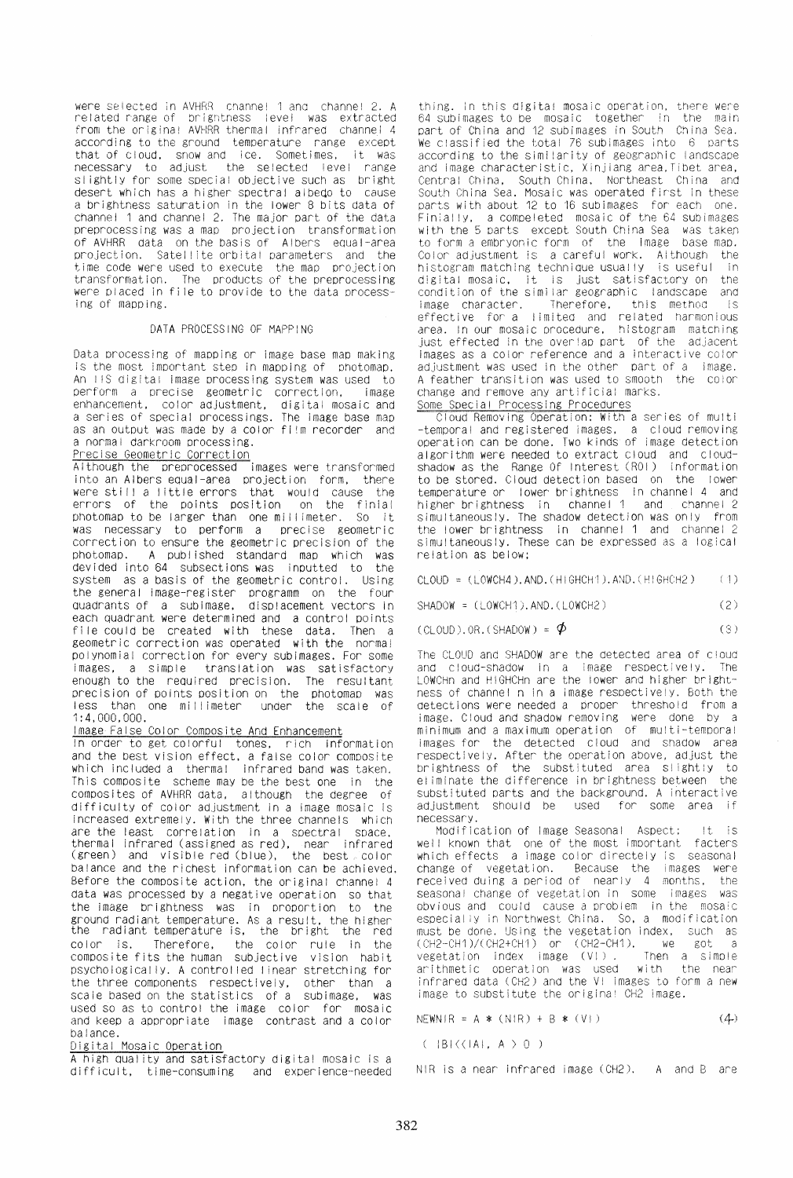were selected in AVHRR channel 1 and channel 2. A related range of brightness level was extracted from the original AVHRR thermal infrared channel 4 according to the ground temperature range except that of cloud, snow and ice. Sometimes, it was necessary to adjust the selected level range slightly for some special objective such as bright desert which has a higher spectral albedo to cause a brightness saturation in the lower 8 bits data of channel 1 and channel 2. The major part of the data preprocessing was a map projection transformation of AVHRR data on the basis of Albers equal-area projection. Satellite orbital parameters and the time code were used to execute the map projection transformation. The products of the preprocessing were placed in file to provide to the data processing of mapping.

## DATA PROCESSING OF MAPPING

Data processing of mapping or image base map making is the most important step in mapping of photomap. An IIS digital image processing system was used to perform a precise geometric correction, image enhancement, color adjustment, digital mosaic and a series of special processings. The image base map as an output was made by a color film recorder and a normal darkroom processing.

### Precise Geometric Correction

Although the preprocessed images were transformed into an Albers equal-area projection form, there were still a little errors that would cause the errors of the points position on the finial photomap to be larger than one millimeter. So it was necessary to perform a precise geometric correction to ensure the geometric precision of the photomap. A published standard map which was devided into 64 subsections was inputted to the system as a basis of the geometric control. Using the general image-register programm on the four quadrants of a subimage, displacement vectors in each quadrant were determined and a control points file could be created with these data. Then a geometric correction was operated with the normal polynomial correction for every subimages. For some images, a simple translation was satisfactory enough to the required precision. The resultant precision of points position on the photomap was less than one millimeter under the scale of 1:4,000,000.

### Image False Color Composite and Enhancement

In order to get colorful tones, rich information and the best vision effect, a false color composite which included a thermal infrared band was taken. This composite scheme may be the best one in the composites of AVHRR data, although the degree of difficulty of color adjustment in a image mosaic is increased extremely. With the three channels which are the least correlation in a spectral space, thermal infrared (assigned as red), near infrared (green) and visible red (blue), the best color balance and the richest information can be achieved. Before the composite action, the original channel 4 data was processed by a negative operation so that the image brightness was in proportion to the ground radiant temperature. As a result, the higher the radiant temperature is, the bright the red color is. Therefore, the color rule in the composite fits the human subjective vision habit psychologically. A controlled linear stretching for the three components respectively, other than a scale based on the statistics of a subimage, was used so as to control the image color for mosaic and keep a appropriate image contrast and a color balance.

### Digital Mosaic Operation

A high quality and satisfactory digital mosaic is a difficult, time-consuming and experience-needed thing. In this digital mosaic operation, there were 64 subimages to be mosaic together in the main part of China and 12 subimages in South China Sea. We classified the total 76 subimages into 6 parts according to the similarity of geographic landscape and image characteristic, Xinjiang area, Tibet area, Central China, South China, Northeast China and South China Sea. Mosaic was operated first in these parts with about 12 to 16 subimages for each one. Finially, a compeleted mosaic of the 64 subimages with the 5 parts except South China Sea was taken to form a embryonic form of the image base map. Color adjustment is a careful work. Although the histogram matching technique usually is useful in digital mosaic, it is just satisfactory on the condition of the similar geographic landscape and image character. Therefore, this method is effective for a limited and related harmonious area. In our mosaic procedure, histogram matching just effected in the overlap part of the adjacent images as a color reference and a interactive color adjustment was used in the other part of a image. A feather transition was used to smooth the color change and remove any artificial marks.

### Some Special Processing Procedures

Cloud Removing Operation: With a series of multi-temporal and registered images, a cloud removing operation can be done. Two kinds of image detection algorithm were needed to extract cloud and cloud-shadow as the Range Of Interest (ROI) information to be stored. Cloud detection based on the lower temperature or lower brightness in channel 4 and higher brightness in channel 1 and channel 2 simultaneously. The shadow detection was only from the lower brightness in channel 1 and channel 2 simultaneously. These can be expressed as a logical relation as below;

$$CLOUD = (LOWCH4).AND.(HIGHCH1).AND.(HIGHCH2) \quad (1)$$

$$SHADOW = (LOWCH1).AND.(LOWCH2) \quad (2)$$

$$(CLOUD).OR.(SHADOW) = \Phi \quad (3)$$

The CLOUD and SHADOW are the detected area of cloud and cloud-shadow in a image respectively. The LOWCHn and HIGHCHn are the lower and higher brightness of channel n in a image respectively. Both the detections were needed a proper threshold from a image. Cloud and shadow removing were done by a minimum and a maximum operation of multi-temporal images for the detected cloud and shadow area respectively. After the operation above, adjust the brightness of the substituted area slightly to eliminate the difference in brightness between the substituted parts and the background. A interactive adjustment should be used for some area if necessary.

Modification of Image Seasonal Aspect: It is well known that one of the most important factors which effects a image color directely is seasonal change of vegetation. Because the images were received duing a period of nearly 4 months, the seasonal change of vegetation in some images was obvious and could cause a problem in the mosaic especially in Northwest China. So, a modification must be done. Using the vegetation index, such as (CH2-CH1)/(CH2+CH1) or (CH2-CH1), we got a vegetation index image (VI). Then a simple arithmetic operation was used with the near infrared data (CH2) and the VI images to form a new image to substitute the original CH2 image.

$$NEWNIR = A * (NIR) + B * (VI) \quad (4)$$

$$( |B| < |A|,\ A > 0 )$$

NIR is a near infrared image (CH2). A and B are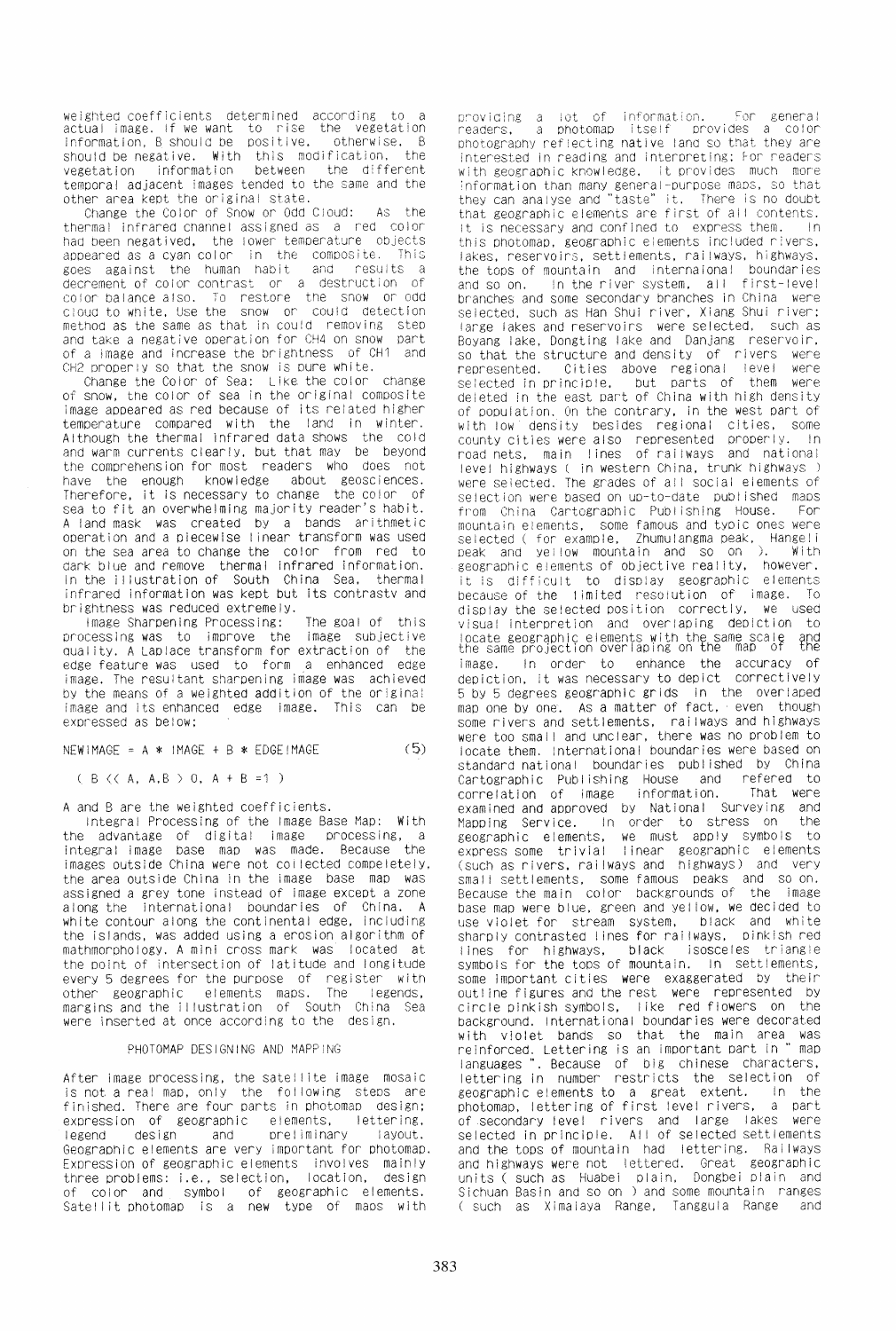weighted coefficients determined according to a actual image. If we want to rise the vegetation information, B should be positive, otherwise, B should be negative. With this modification, the vegetation information between the different temporal adjacent images tended to the same and the other area kept the original state.

Change the Color of Snow or Odd Cloud: As the thermal infrared channel assigned as a red color had been negatived, the lower temperature objects appeared as a cyan color in the composite. This goes against the human habit and results a decrement of color contrast or a destruction of color balance also. To restore the snow or odd cloud to white, Use the snow or could detection method as the same as that in could removing step and take a negative operation for CH4 on snow part of a image and increase the brightness of CH1 and CH2 properly so that the snow is pure white.

Change the Color of Sea: Like the color change of snow, the color of sea in the original composite image appeared as red because of its related higher temperature compared with the land in winter. Although the thermal infrared data shows the cold and warm currents clearly, but that may be beyond the comprehension for most readers who does not have the enough knowledge about geosciences. Therefore, it is necessary to change the color of sea to fit an overwhelming majority reader's habit. A land mask was created by a bands aritnmetic operation and a piecewise linear transform was used on the sea area to change the color from red to dark blue and remove thermal infrared information. In the illustration of South China Sea, thermal infrared information was kept but its contrastv and brightness was reduced extremely.

Image Sharpening Processing: The goal of this processing was to improve the image subjective quality. A Laplace transform for extraction of the edge feature was used to form a enhanced edge image. The resultant sharpening image was achieved by the means of a weighted addition of the original image and its enhanced edge image. This can be expressed as below:

$$NEWIMAGE = A * IMAGE + B * EDGEIMAGE \qquad (5)$$

$$( B << A, A,B > 0, A + B = 1 )$$

A and B are the weighted coefficients.

Integral Processing of the Image Base Map: With the advantage of digital image processing, a integral image base map was made. Because the images outside China were not collected compeletely, the area outside China in the image base map was assigned a grey tone instead of image except a zone along the international boundaries of China. A white contour along the continental edge, including the islands, was added using a erosion algorithm of mathmorphology. A mini cross mark was located at the point of intersection of latitude and longitude every 5 degrees for the purpose of register with other geographic elements maps. The legends, margins and the illustration of South China Sea were inserted at once according to the design.

## PHOTOMAP DESIGNING AND MAPPING

After image processing, the satellite image mosaic is not a real map, only the following steps are finished. There are four parts in photomap design; expression of geographic elements, lettering, legend design and preliminary layout. Geographic elements are very important for photomap. Expression of geographic elements involves mainly three problems: i.e., selection, location, design of color and symbol of geographic elements. Satellit photomap is a new type of maps with providing a lot of information. For general readers, a photomap itself provides a color photography reflecting native land so that they are interested in reading and interpreting; For readers with geographic knowledge, it provides much more information than many general-purpose maps, so that they can analyse and "taste" it. There is no doubt that geographic elements are first of all contents. It is necessary and confined to express them. In this photomap, geographic elements included rivers, lakes, reservoirs, settlements, railways, highways, the tops of mountain and internaional boundaries and so on. In the river system, all first-level branches and some secondary branches in China were selected, such as Han Shui river, Xiang Shui river; large lakes and reservoirs were selected, such as Boyang lake, Dongting lake and Danjang reservoir, so that the structure and density of rivers were represented. Cities above regional level were selected in principle, but parts of them were deleted in the east part of China with high density of population. On the contrary, in the west part of with low density besides regional cities, some county cities were also represented properly. In road nets, main lines of railways and national level highways ( in western China, trunk highways ) were selected. The grades of all social elements of selection were based on up-to-date published maps from China Cartographic Publishing House. For mountain elements, some famous and typic ones were selected ( for example, Zhumulangma peak, Hangeli peak and yellow mountain and so on ). With geographic elements of objective reality, however, it is difficult to display geographic elements because of the limited resolution of image. To display the selected position correctly, we used visual interpretion and overlaping depiction to locate geographic elements with the same scale and the same projection overlaping on the map of the image. In order to enhance the accuracy of depiction, it was necessary to depict correctively 5 by 5 degrees geographic grids in the overlaped map one by one. As a matter of fact, even though some rivers and settlements, railways and highways were too small and unclear, there was no problem to locate them. International boundaries were based on standard national boundaries published by China Cartographic Publishing House and refered to correlation of image information. That were examined and approved by National Surveying and Mapping Service. In order to stress on the geographic elements, we must apply symbols to express some trivial linear geographic elements (such as rivers, railways and highways) and very small settlements, some famous peaks and so on. Because the main color backgrounds of the image base map were blue, green and yellow, we decided to use violet for stream system, black and white sharply contrasted lines for railways, pinkish red lines for highways, black isosceles triangle symbols for the tops of mountain. In settlements, some important cities were exaggerated by their outline figures and the rest were represented by circle pinkish symbols, like red flowers on the background. International boundaries were decorated with violet bands so that the main area was reinforced. Lettering is an important part in " map languages ". Because of big chinese characters, lettering in number restricts the selection of geographic elements to a great extent. In the photomap, lettering of first level rivers, a part of secondary level rivers and large lakes were selected in principle. All of selected settlements and the tops of mountain had lettering. Railways and highways were not lettered. Great geographic units ( such as Huabei plain, Dongbei plain and Sichuan Basin and so on ) and some mountain ranges ( such as Ximalaya Range, Tanggula Range and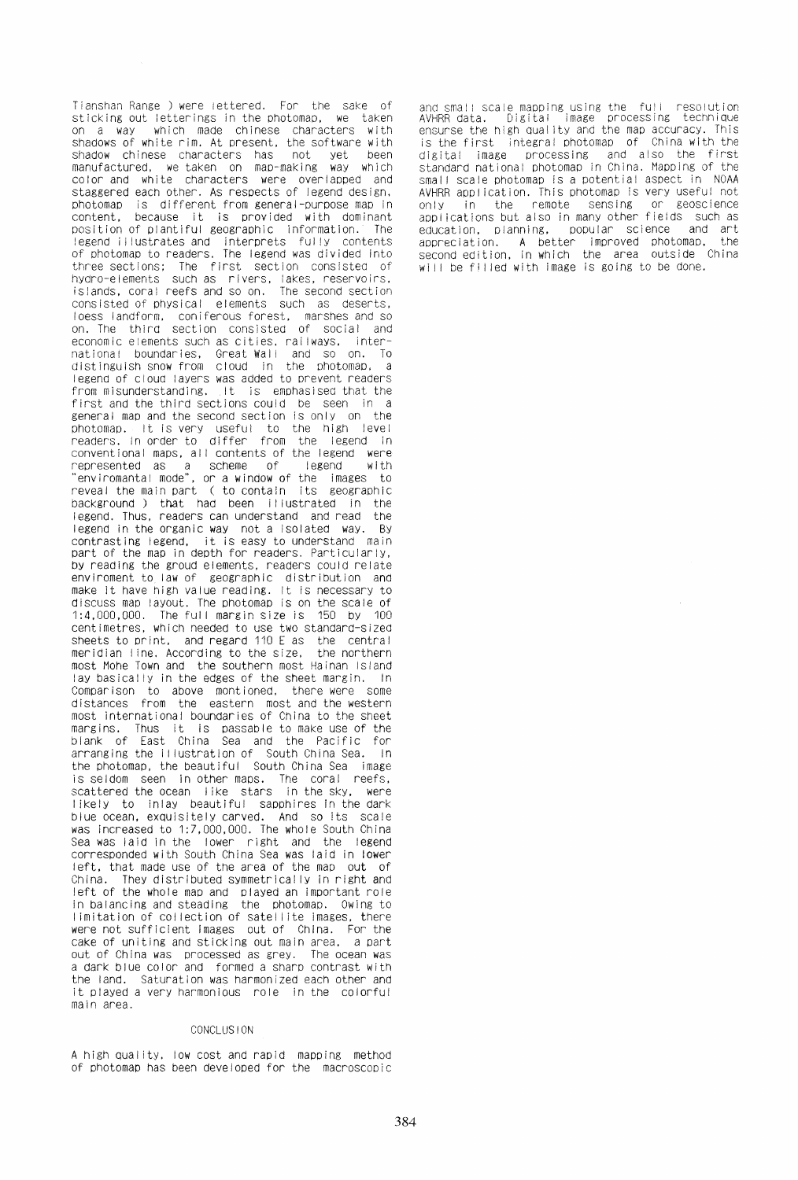Tianshan Range ) were lettered. For the sake of sticking out letterings in the photomap, we taken on a way which made chinese characters with shadows of white rim. At present, the software with shadow chinese characters has not yet been manufactured, we taken on map-making way which color and white characters were overlapped and staggered each other. As respects of legend design, photomap is different from general-purpose map in content, because it is provided with dominant position of plantiful geographic information. The legend illustrates and interprets fully contents of photomap to readers. The legend was divided into three sections; The first section consisted of hydro-elements such as rivers, lakes, reservoirs, islands, coral reefs and so on. The second section consisted of physical elements such as deserts, loess landform, coniferous forest, marshes and so on. The third section consisted of social and economic elements such as cities, railways, international boundaries, Great Wall and so on. To distinguish snow from cloud in the photomap, a legend of cloud layers was added to prevent readers from misunderstanding. It is emphasised that the first and the third sections could be seen in a general map and the second section is only on the photomap. It is very useful to the high level readers. In order to differ from the legend in conventional maps, all contents of the legend were represented as a scheme of legend with "enviromantal mode", or a window of the images to reveal the main part ( to contain its geographic background ) that had been illustrated in the legend. Thus, readers can understand and read the legend in the organic way not a isolated way. By contrasting legend, it is easy to understand main part of the map in depth for readers. Particularly, by reading the groud elements, readers could relate enviroment to law of geographic distribution and make it have high value reading. It is necessary to discuss map layout. The photomap is on the scale of 1:4,000,000. The full margin size is 150 by 100 centimetres, which needed to use two standard-sized sheets to print, and regard 110 E as the central meridian line. According to the size, the northern most Mohe Town and the southern most Hainan Island lay basically in the edges of the sheet margin. In Comparison to above montioned, there were some distances from the eastern most and the western most international boundaries of China to the sheet margins. Thus it is passable to make use of the blank of East China Sea and the Pacific for arranging the illustration of South China Sea. In the photomap, the beautiful South China Sea image is seldom seen in other maps. The coral reefs, scattered the ocean like stars in the sky, were likely to inlay beautiful sapphires in the dark blue ocean, exquisitely carved. And so its scale was increased to 1:7,000,000. The whole South China Sea was laid in the lower right and the legend corresponded with South China Sea was laid in lower left, that made use of the area of the map out of China. They distributed symmetrically in right and left of the whole map and played an important role in balancing and steading the photomap. Owing to limitation of collection of satellite images, there were not sufficient images out of China. For the cake of uniting and sticking out main area, a part out of China was processed as grey. The ocean was a dark blue color and formed a sharp contrast with the land. Saturation was harmonized each other and it played a very harmonious role in the colorful main area.

## CONCLUSION

A high quality, low cost and rapid mapping method of photomap has been developed for the macroscopic and small scale mapping using the full resolution AVHRR data. Digital image processing technique ensurse the high quality and the map accuracy. This is the first integral photomap of China with the digital image processing and also the first standard national photomap in China. Mapping of the small scale photomap is a potential aspect in NOAA AVHRR application. This photomap is very useful not only in the remote sensing or geoscience applications but also in many other fields such as education, planning, popular science and art appreciation. A better improved photomap, the second edition, in which the area outside China will be filled with image is going to be done.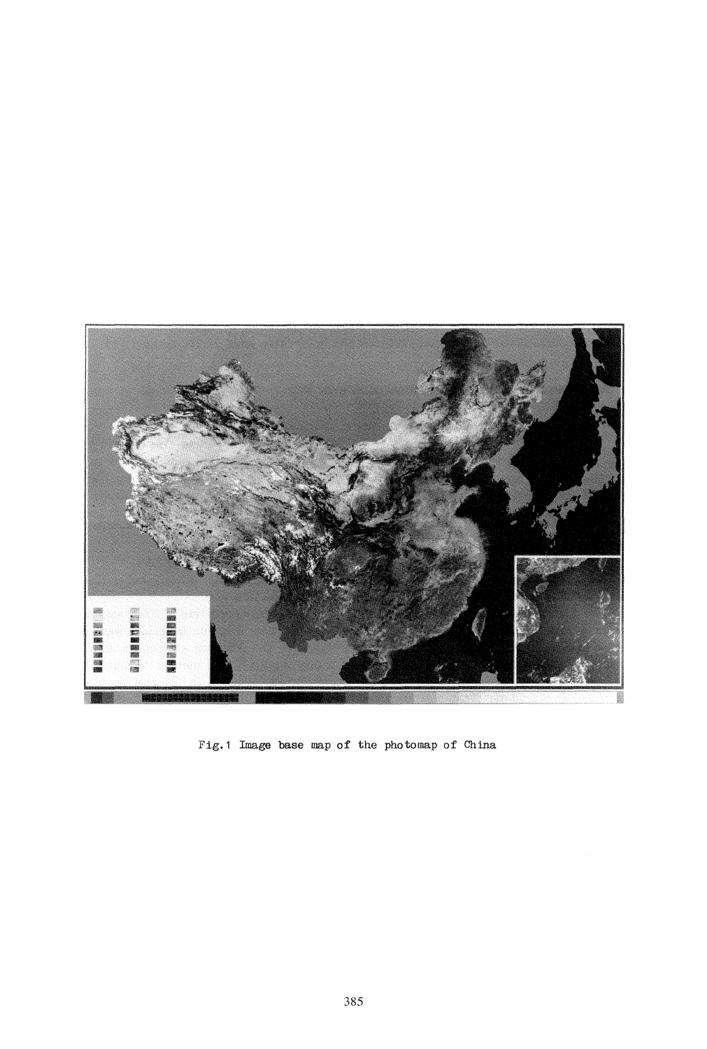Fig.1 Image base map of the photomap of China